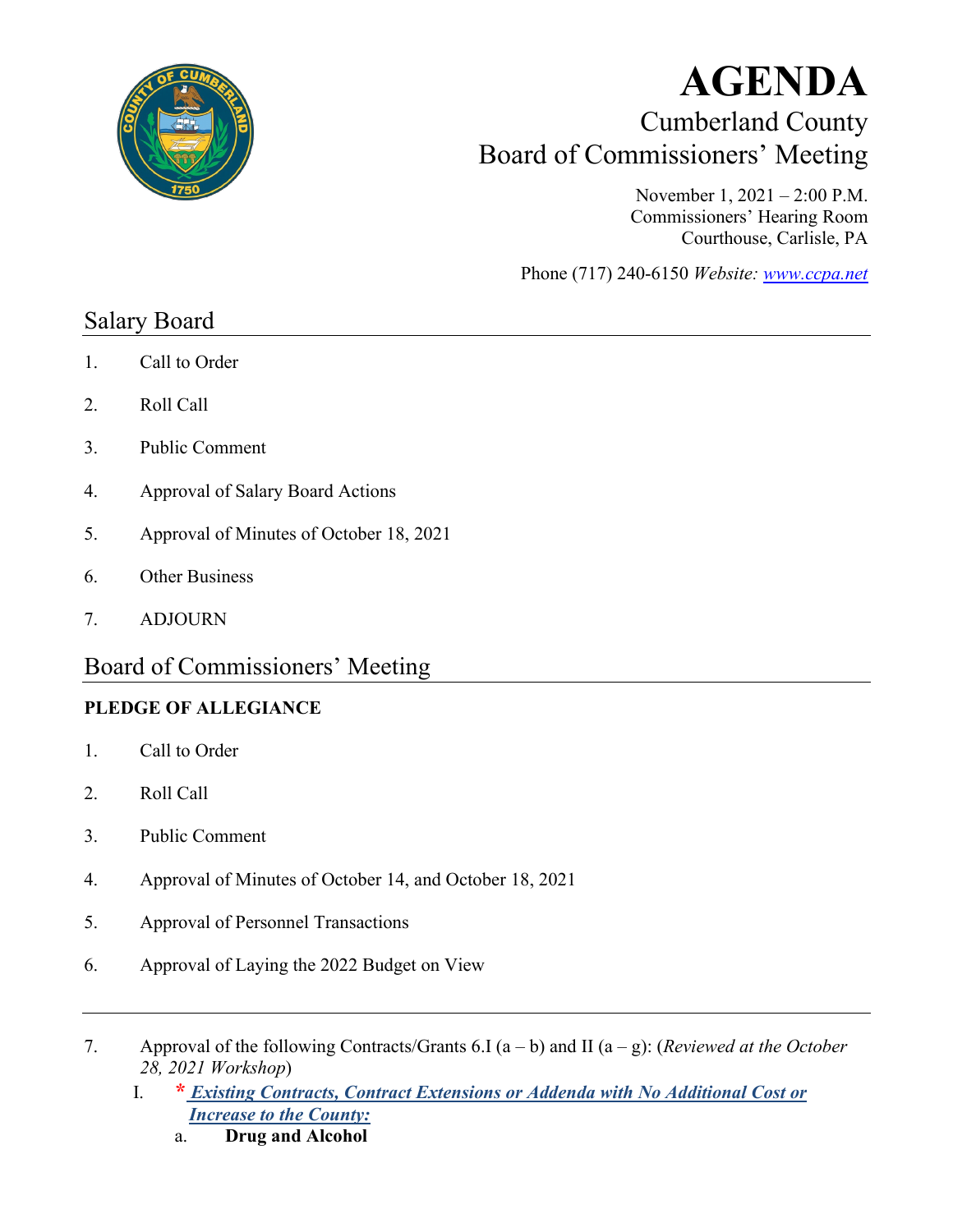# AGENDA

## Cumberland County
## Board of Commissioners' Meeting

November 1, 2021 – 2:00 P.M.
Commissioners' Hearing Room
Courthouse, Carlisle, PA

Phone (717) 240-6150 *Website: www.ccpa.net*

## Salary Board

1. Call to Order
2. Roll Call
3. Public Comment
4. Approval of Salary Board Actions
5. Approval of Minutes of October 18, 2021
6. Other Business
7. ADJOURN

## Board of Commissioners' Meeting

**PLEDGE OF ALLEGIANCE**

1. Call to Order
2. Roll Call
3. Public Comment
4. Approval of Minutes of October 14, and October 18, 2021
5. Approval of Personnel Transactions
6. Approval of Laying the 2022 Budget on View

---

7. Approval of the following Contracts/Grants 6.I (a – b) and II (a – g): (*Reviewed at the October 28, 2021 Workshop*)

   I. * ***Existing Contracts, Contract Extensions or Addenda with No Additional Cost or Increase to the County:***

      a. **Drug and Alcohol**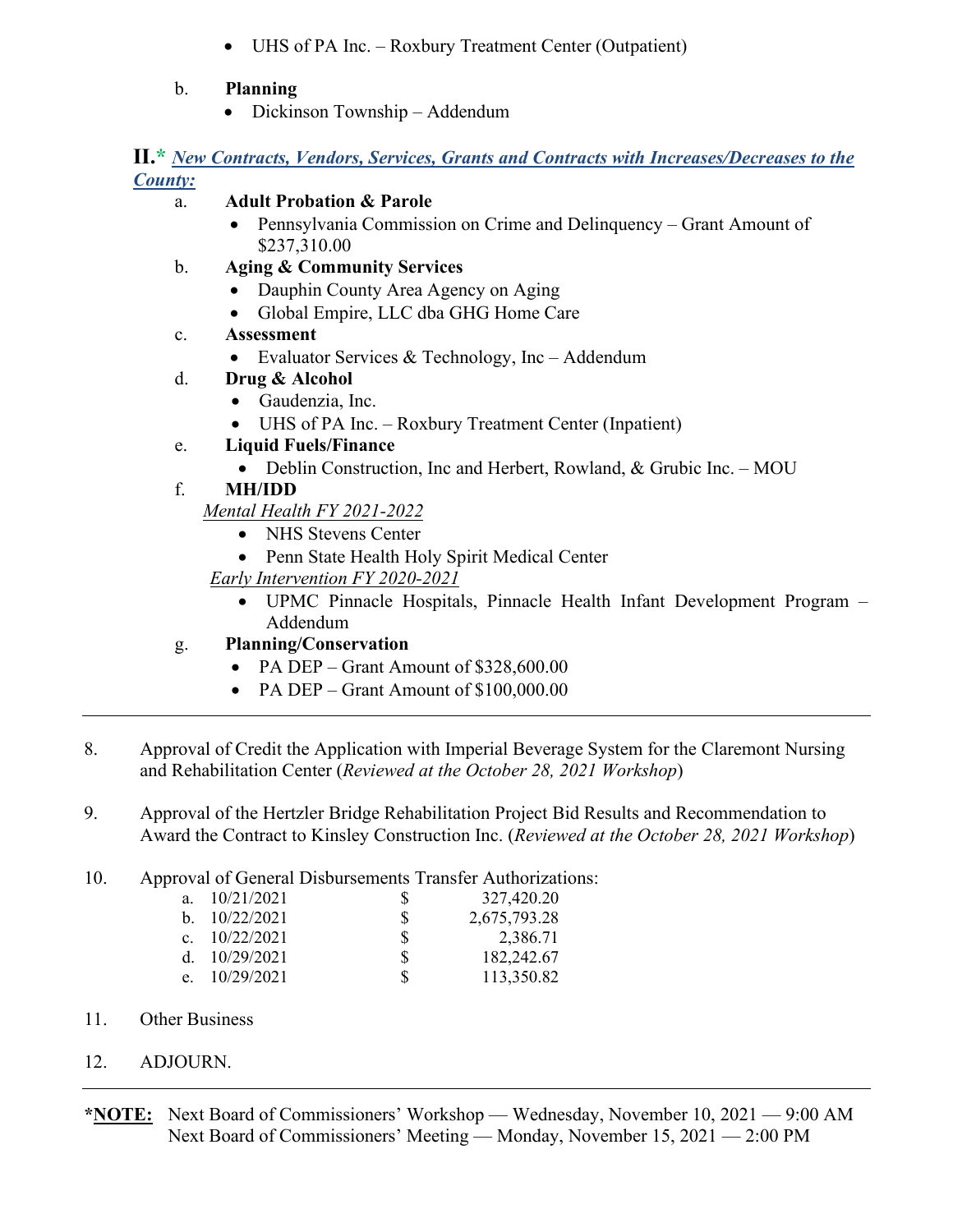- UHS of PA Inc. – Roxbury Treatment Center (Outpatient)

b. **Planning**

- Dickinson Township – Addendum

**II.*** ***New Contracts, Vendors, Services, Grants and Contracts with Increases/Decreases to the County:***

a. **Adult Probation & Parole**

- Pennsylvania Commission on Crime and Delinquency – Grant Amount of $237,310.00

b. **Aging & Community Services**

- Dauphin County Area Agency on Aging
- Global Empire, LLC dba GHG Home Care

c. **Assessment**

- Evaluator Services & Technology, Inc – Addendum

d. **Drug & Alcohol**

- Gaudenzia, Inc.
- UHS of PA Inc. – Roxbury Treatment Center (Inpatient)

e. **Liquid Fuels/Finance**

- Deblin Construction, Inc and Herbert, Rowland, & Grubic Inc. – MOU

f. **MH/IDD**

*Mental Health FY 2021-2022*

- NHS Stevens Center
- Penn State Health Holy Spirit Medical Center

*Early Intervention FY 2020-2021*

- UPMC Pinnacle Hospitals, Pinnacle Health Infant Development Program – Addendum

g. **Planning/Conservation**

- PA DEP – Grant Amount of $328,600.00
- PA DEP – Grant Amount of $100,000.00

---

8. Approval of Credit the Application with Imperial Beverage System for the Claremont Nursing and Rehabilitation Center (*Reviewed at the October 28, 2021 Workshop*)

9. Approval of the Hertzler Bridge Rehabilitation Project Bid Results and Recommendation to Award the Contract to Kinsley Construction Inc. (*Reviewed at the October 28, 2021 Workshop*)

10. Approval of General Disbursements Transfer Authorizations:

| | | |
|---|---|---|
| a. 10/21/2021 | $ | 327,420.20 |
| b. 10/22/2021 | $ | 2,675,793.28 |
| c. 10/22/2021 | $ | 2,386.71 |
| d. 10/29/2021 | $ | 182,242.67 |
| e. 10/29/2021 | $ | 113,350.82 |

11. Other Business

12. ADJOURN.

---

***NOTE:** Next Board of Commissioners' Workshop — Wednesday, November 10, 2021 — 9:00 AM
Next Board of Commissioners' Meeting — Monday, November 15, 2021 — 2:00 PM